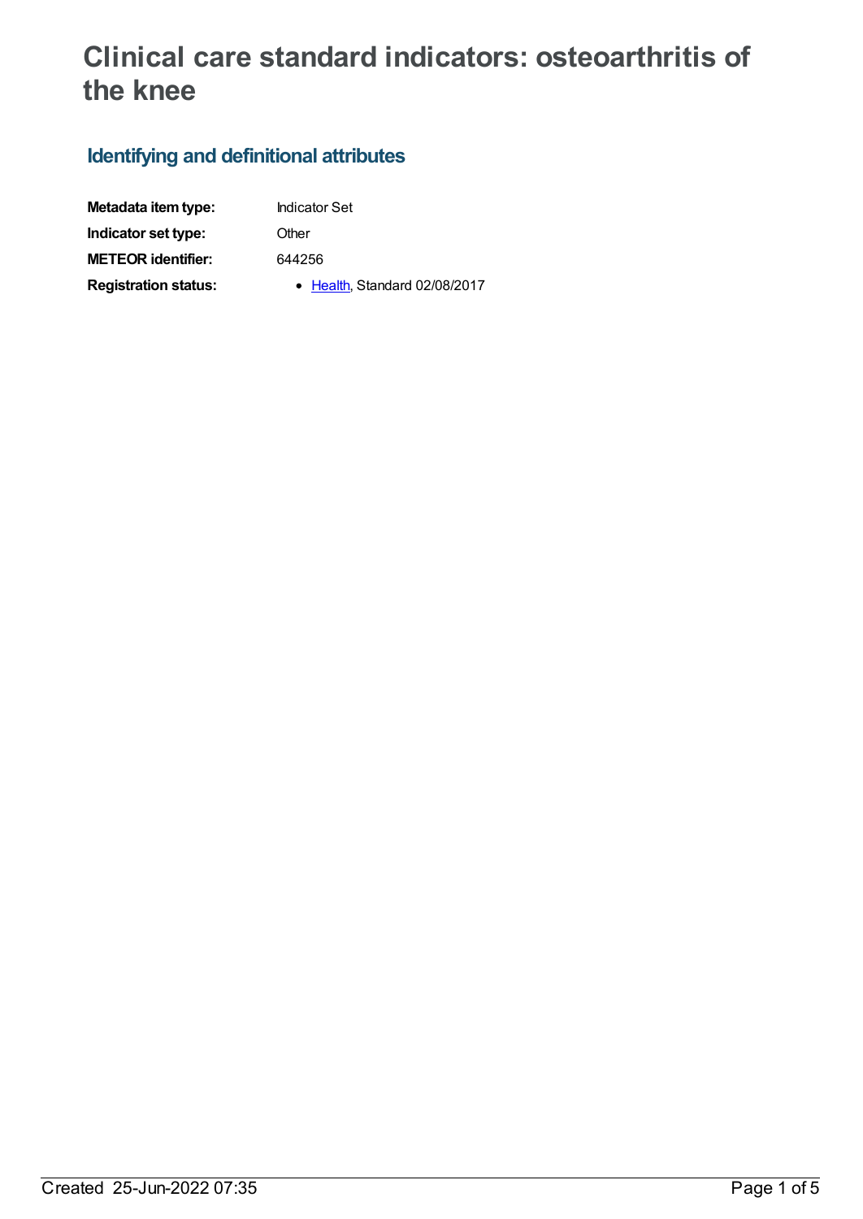# Clinical care standard indicators: osteoarthritis of the knee

## Identifying and definitional attributes

| | |
|---|---|
| **Metadata item type:** | Indicator Set |
| **Indicator set type:** | Other |
| **METEOR identifier:** | 644256 |
| **Registration status:** | • Health, Standard 02/08/2017 |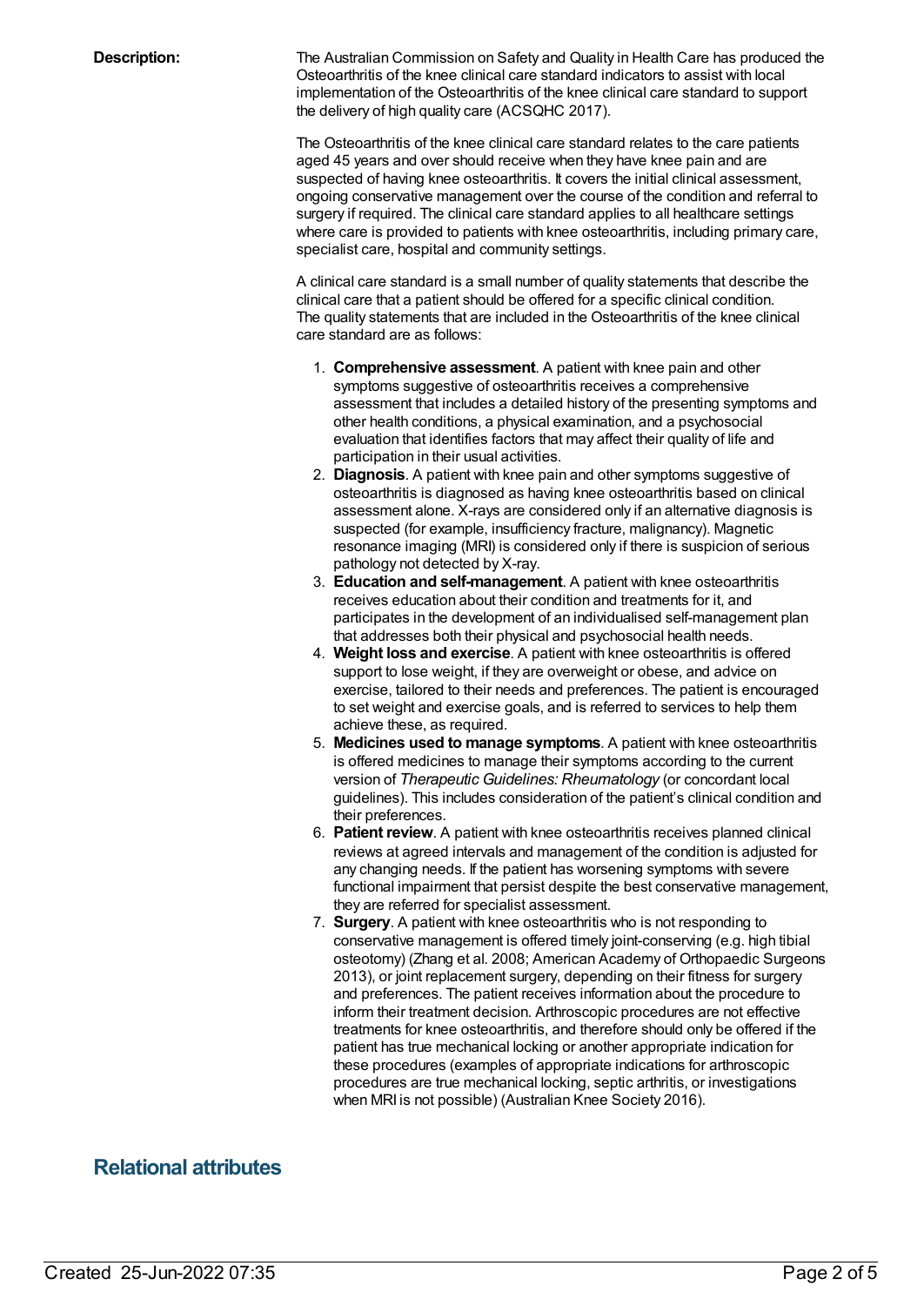**Description:**

The Australian Commission on Safety and Quality in Health Care has produced the Osteoarthritis of the knee clinical care standard indicators to assist with local implementation of the Osteoarthritis of the knee clinical care standard to support the delivery of high quality care (ACSQHC 2017).

The Osteoarthritis of the knee clinical care standard relates to the care patients aged 45 years and over should receive when they have knee pain and are suspected of having knee osteoarthritis. It covers the initial clinical assessment, ongoing conservative management over the course of the condition and referral to surgery if required. The clinical care standard applies to all healthcare settings where care is provided to patients with knee osteoarthritis, including primary care, specialist care, hospital and community settings.

A clinical care standard is a small number of quality statements that describe the clinical care that a patient should be offered for a specific clinical condition. The quality statements that are included in the Osteoarthritis of the knee clinical care standard are as follows:

1. **Comprehensive assessment**. A patient with knee pain and other symptoms suggestive of osteoarthritis receives a comprehensive assessment that includes a detailed history of the presenting symptoms and other health conditions, a physical examination, and a psychosocial evaluation that identifies factors that may affect their quality of life and participation in their usual activities.
2. **Diagnosis**. A patient with knee pain and other symptoms suggestive of osteoarthritis is diagnosed as having knee osteoarthritis based on clinical assessment alone. X-rays are considered only if an alternative diagnosis is suspected (for example, insufficiency fracture, malignancy). Magnetic resonance imaging (MRI) is considered only if there is suspicion of serious pathology not detected by X-ray.
3. **Education and self-management**. A patient with knee osteoarthritis receives education about their condition and treatments for it, and participates in the development of an individualised self-management plan that addresses both their physical and psychosocial health needs.
4. **Weight loss and exercise**. A patient with knee osteoarthritis is offered support to lose weight, if they are overweight or obese, and advice on exercise, tailored to their needs and preferences. The patient is encouraged to set weight and exercise goals, and is referred to services to help them achieve these, as required.
5. **Medicines used to manage symptoms**. A patient with knee osteoarthritis is offered medicines to manage their symptoms according to the current version of *Therapeutic Guidelines: Rheumatology* (or concordant local guidelines). This includes consideration of the patient's clinical condition and their preferences.
6. **Patient review**. A patient with knee osteoarthritis receives planned clinical reviews at agreed intervals and management of the condition is adjusted for any changing needs. If the patient has worsening symptoms with severe functional impairment that persist despite the best conservative management, they are referred for specialist assessment.
7. **Surgery**. A patient with knee osteoarthritis who is not responding to conservative management is offered timely joint-conserving (e.g. high tibial osteotomy) (Zhang et al. 2008; American Academy of Orthopaedic Surgeons 2013), or joint replacement surgery, depending on their fitness for surgery and preferences. The patient receives information about the procedure to inform their treatment decision. Arthroscopic procedures are not effective treatments for knee osteoarthritis, and therefore should only be offered if the patient has true mechanical locking or another appropriate indication for these procedures (examples of appropriate indications for arthroscopic procedures are true mechanical locking, septic arthritis, or investigations when MRI is not possible) (Australian Knee Society 2016).

## Relational attributes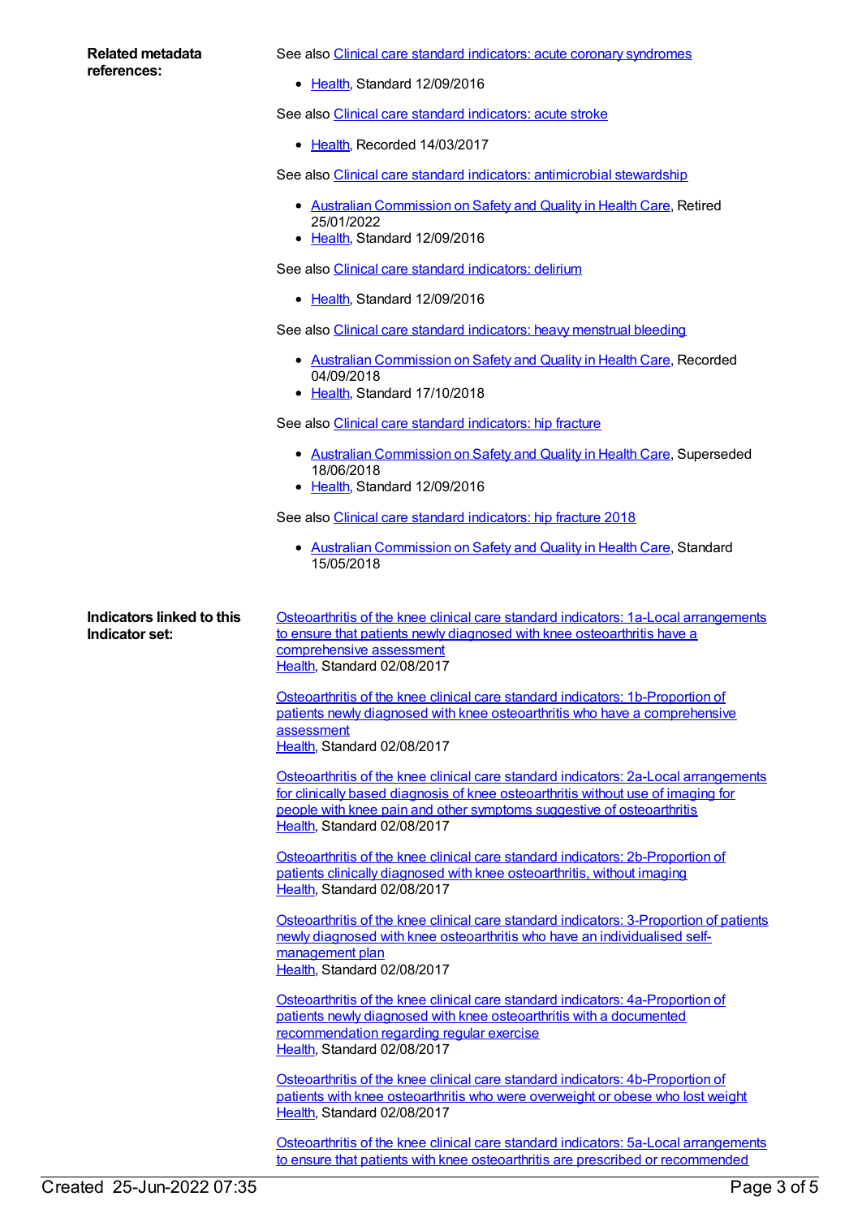**Related metadata references:**

See also Clinical care standard indicators: acute coronary syndromes

- Health, Standard 12/09/2016

See also Clinical care standard indicators: acute stroke

- Health, Recorded 14/03/2017

See also Clinical care standard indicators: antimicrobial stewardship

- Australian Commission on Safety and Quality in Health Care, Retired 25/01/2022
- Health, Standard 12/09/2016

See also Clinical care standard indicators: delirium

- Health, Standard 12/09/2016

See also Clinical care standard indicators: heavy menstrual bleeding

- Australian Commission on Safety and Quality in Health Care, Recorded 04/09/2018
- Health, Standard 17/10/2018

See also Clinical care standard indicators: hip fracture

- Australian Commission on Safety and Quality in Health Care, Superseded 18/06/2018
- Health, Standard 12/09/2016

See also Clinical care standard indicators: hip fracture 2018

- Australian Commission on Safety and Quality in Health Care, Standard 15/05/2018

**Indicators linked to this Indicator set:**

Osteoarthritis of the knee clinical care standard indicators: 1a-Local arrangements to ensure that patients newly diagnosed with knee osteoarthritis have a comprehensive assessment
Health, Standard 02/08/2017

Osteoarthritis of the knee clinical care standard indicators: 1b-Proportion of patients newly diagnosed with knee osteoarthritis who have a comprehensive assessment
Health, Standard 02/08/2017

Osteoarthritis of the knee clinical care standard indicators: 2a-Local arrangements for clinically based diagnosis of knee osteoarthritis without use of imaging for people with knee pain and other symptoms suggestive of osteoarthritis
Health, Standard 02/08/2017

Osteoarthritis of the knee clinical care standard indicators: 2b-Proportion of patients clinically diagnosed with knee osteoarthritis, without imaging
Health, Standard 02/08/2017

Osteoarthritis of the knee clinical care standard indicators: 3-Proportion of patients newly diagnosed with knee osteoarthritis who have an individualised self-management plan
Health, Standard 02/08/2017

Osteoarthritis of the knee clinical care standard indicators: 4a-Proportion of patients newly diagnosed with knee osteoarthritis with a documented recommendation regarding regular exercise
Health, Standard 02/08/2017

Osteoarthritis of the knee clinical care standard indicators: 4b-Proportion of patients with knee osteoarthritis who were overweight or obese who lost weight
Health, Standard 02/08/2017

Osteoarthritis of the knee clinical care standard indicators: 5a-Local arrangements to ensure that patients with knee osteoarthritis are prescribed or recommended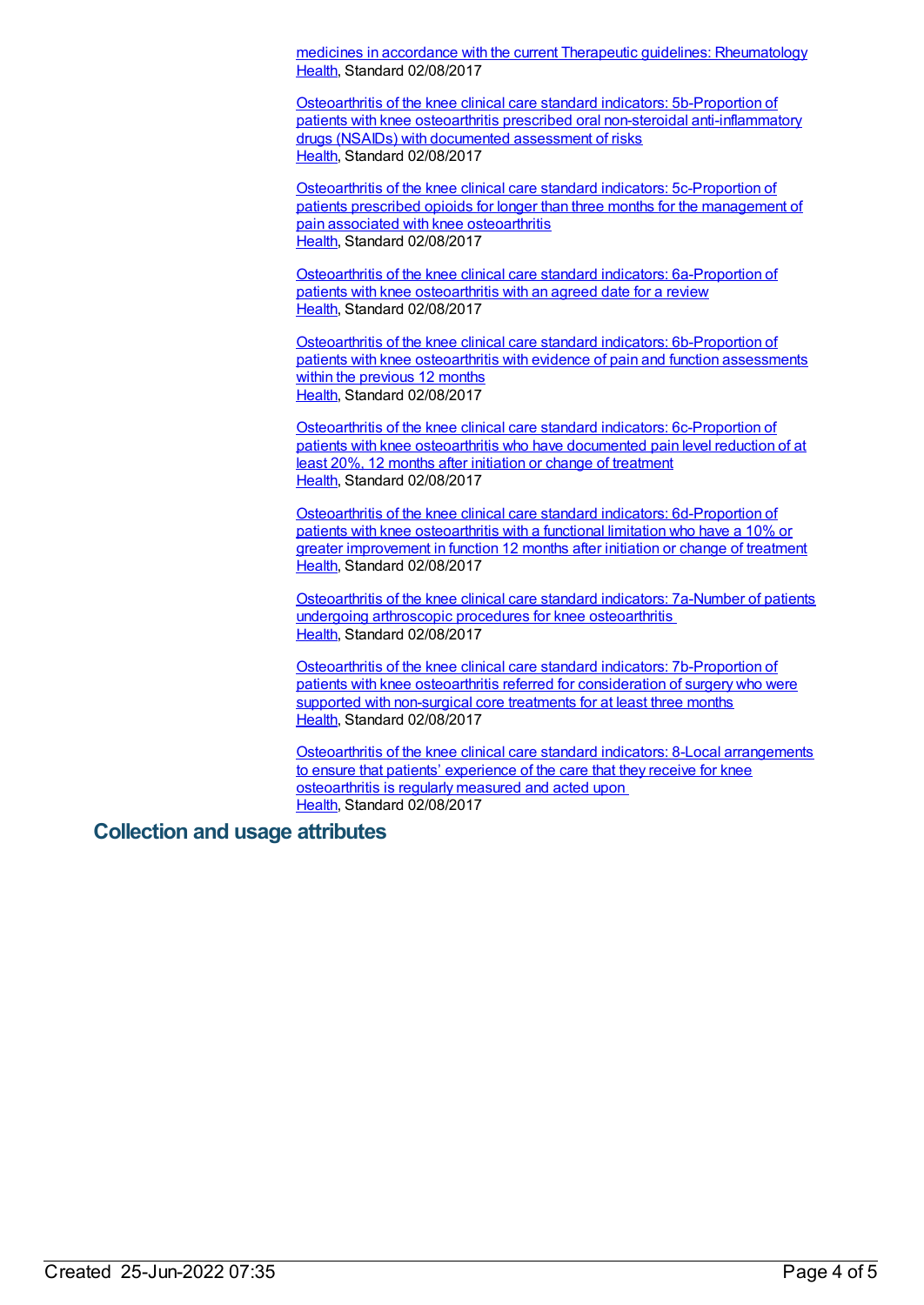medicines in accordance with the current Therapeutic guidelines: Rheumatology
Health, Standard 02/08/2017

Osteoarthritis of the knee clinical care standard indicators: 5b-Proportion of patients with knee osteoarthritis prescribed oral non-steroidal anti-inflammatory drugs (NSAIDs) with documented assessment of risks
Health, Standard 02/08/2017

Osteoarthritis of the knee clinical care standard indicators: 5c-Proportion of patients prescribed opioids for longer than three months for the management of pain associated with knee osteoarthritis
Health, Standard 02/08/2017

Osteoarthritis of the knee clinical care standard indicators: 6a-Proportion of patients with knee osteoarthritis with an agreed date for a review
Health, Standard 02/08/2017

Osteoarthritis of the knee clinical care standard indicators: 6b-Proportion of patients with knee osteoarthritis with evidence of pain and function assessments within the previous 12 months
Health, Standard 02/08/2017

Osteoarthritis of the knee clinical care standard indicators: 6c-Proportion of patients with knee osteoarthritis who have documented pain level reduction of at least 20%, 12 months after initiation or change of treatment
Health, Standard 02/08/2017

Osteoarthritis of the knee clinical care standard indicators: 6d-Proportion of patients with knee osteoarthritis with a functional limitation who have a 10% or greater improvement in function 12 months after initiation or change of treatment
Health, Standard 02/08/2017

Osteoarthritis of the knee clinical care standard indicators: 7a-Number of patients undergoing arthroscopic procedures for knee osteoarthritis
Health, Standard 02/08/2017

Osteoarthritis of the knee clinical care standard indicators: 7b-Proportion of patients with knee osteoarthritis referred for consideration of surgery who were supported with non-surgical core treatments for at least three months
Health, Standard 02/08/2017

Osteoarthritis of the knee clinical care standard indicators: 8-Local arrangements to ensure that patients' experience of the care that they receive for knee osteoarthritis is regularly measured and acted upon
Health, Standard 02/08/2017

## Collection and usage attributes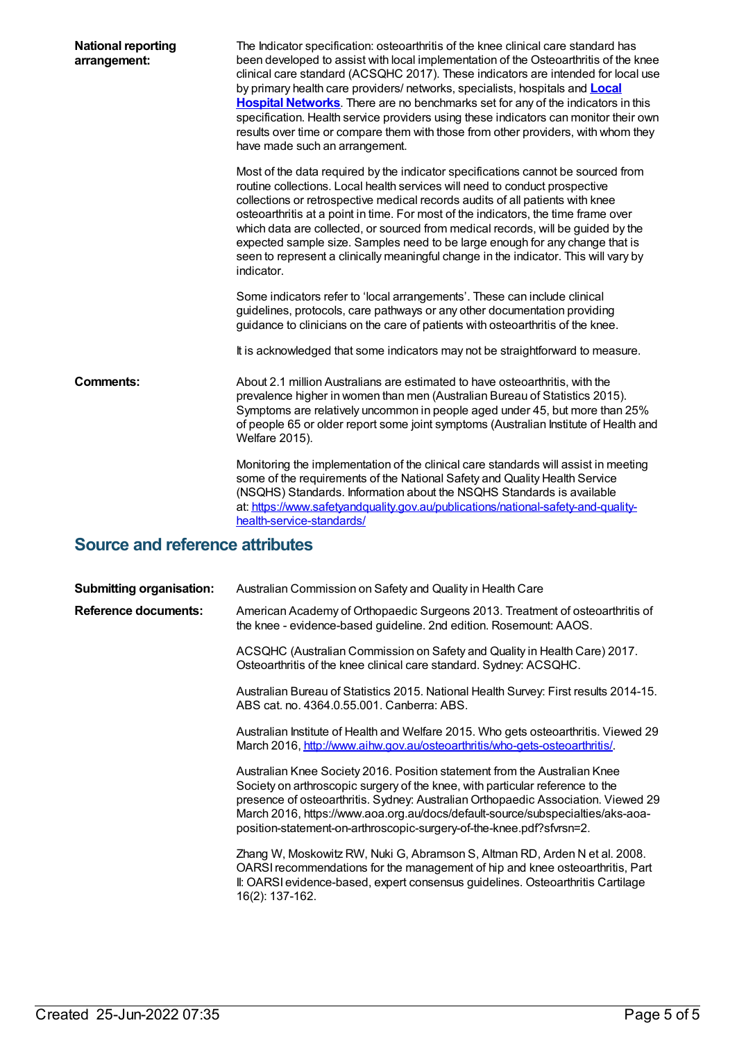**National reporting arrangement:**

The Indicator specification: osteoarthritis of the knee clinical care standard has been developed to assist with local implementation of the Osteoarthritis of the knee clinical care standard (ACSQHC 2017). These indicators are intended for local use by primary health care providers/ networks, specialists, hospitals and **[Local Hospital Networks](#)**. There are no benchmarks set for any of the indicators in this specification. Health service providers using these indicators can monitor their own results over time or compare them with those from other providers, with whom they have made such an arrangement.

Most of the data required by the indicator specifications cannot be sourced from routine collections. Local health services will need to conduct prospective collections or retrospective medical records audits of all patients with knee osteoarthritis at a point in time. For most of the indicators, the time frame over which data are collected, or sourced from medical records, will be guided by the expected sample size. Samples need to be large enough for any change that is seen to represent a clinically meaningful change in the indicator. This will vary by indicator.

Some indicators refer to 'local arrangements'. These can include clinical guidelines, protocols, care pathways or any other documentation providing guidance to clinicians on the care of patients with osteoarthritis of the knee.

It is acknowledged that some indicators may not be straightforward to measure.

**Comments:**

About 2.1 million Australians are estimated to have osteoarthritis, with the prevalence higher in women than men (Australian Bureau of Statistics 2015). Symptoms are relatively uncommon in people aged under 45, but more than 25% of people 65 or older report some joint symptoms (Australian Institute of Health and Welfare 2015).

Monitoring the implementation of the clinical care standards will assist in meeting some of the requirements of the National Safety and Quality Health Service (NSQHS) Standards. Information about the NSQHS Standards is available at: https://www.safetyandquality.gov.au/publications/national-safety-and-quality-health-service-standards/

## Source and reference attributes

**Submitting organisation:** Australian Commission on Safety and Quality in Health Care

**Reference documents:**

American Academy of Orthopaedic Surgeons 2013. Treatment of osteoarthritis of the knee - evidence-based guideline. 2nd edition. Rosemount: AAOS.

ACSQHC (Australian Commission on Safety and Quality in Health Care) 2017. Osteoarthritis of the knee clinical care standard. Sydney: ACSQHC.

Australian Bureau of Statistics 2015. National Health Survey: First results 2014-15. ABS cat. no. 4364.0.55.001. Canberra: ABS.

Australian Institute of Health and Welfare 2015. Who gets osteoarthritis. Viewed 29 March 2016, http://www.aihw.gov.au/osteoarthritis/who-gets-osteoarthritis/.

Australian Knee Society 2016. Position statement from the Australian Knee Society on arthroscopic surgery of the knee, with particular reference to the presence of osteoarthritis. Sydney: Australian Orthopaedic Association. Viewed 29 March 2016, https://www.aoa.org.au/docs/default-source/subspecialties/aks-aoa-position-statement-on-arthroscopic-surgery-of-the-knee.pdf?sfvrsn=2.

Zhang W, Moskowitz RW, Nuki G, Abramson S, Altman RD, Arden N et al. 2008. OARSI recommendations for the management of hip and knee osteoarthritis, Part II: OARSI evidence-based, expert consensus guidelines. Osteoarthritis Cartilage 16(2): 137-162.